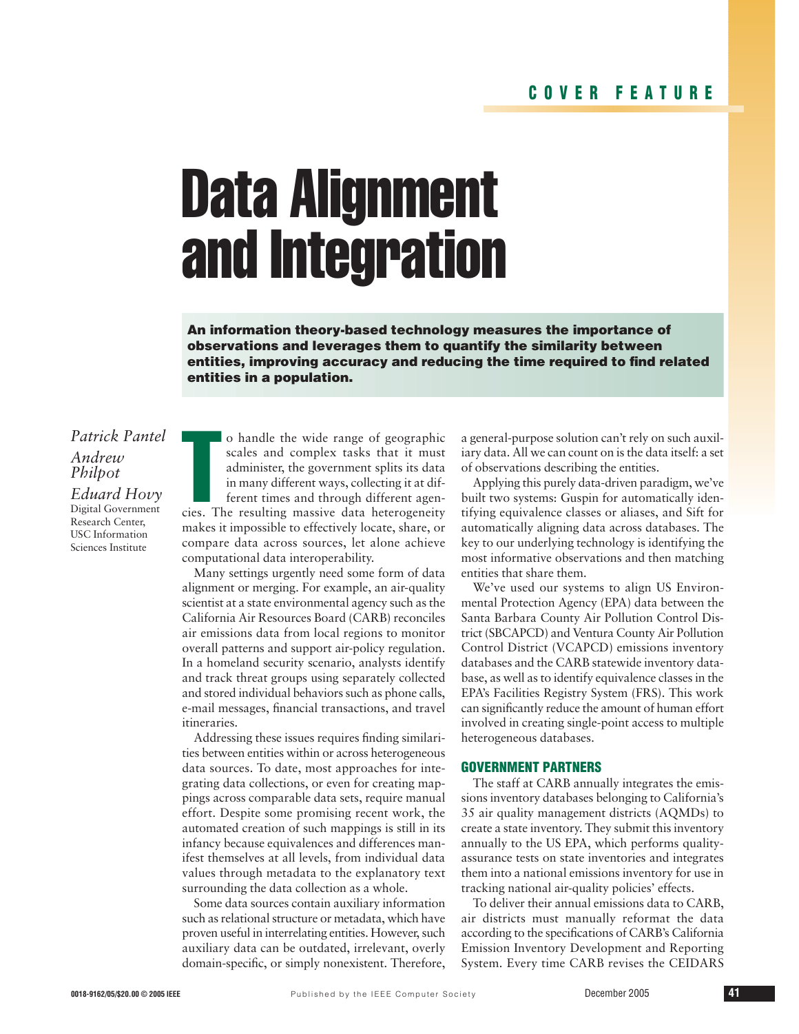COVER FEATURE

# Data Alignment and Integration

**An information theory-based technology measures the importance of observations and leverages them to quantify the similarity between entities, improving accuracy and reducing the time required to find related entities in a population.**

*Patrick Pantel*
*Andrew Philpot*
*Eduard Hovy*
Digital Government Research Center, USC Information Sciences Institute

To handle the wide range of geographic scales and complex tasks that it must administer, the government splits its data in many different ways, collecting it at different times and through different agencies. The resulting massive data heterogeneity makes it impossible to effectively locate, share, or compare data across sources, let alone achieve computational data interoperability.

Many settings urgently need some form of data alignment or merging. For example, an air-quality scientist at a state environmental agency such as the California Air Resources Board (CARB) reconciles air emissions data from local regions to monitor overall patterns and support air-policy regulation. In a homeland security scenario, analysts identify and track threat groups using separately collected and stored individual behaviors such as phone calls, e-mail messages, financial transactions, and travel itineraries.

Addressing these issues requires finding similarities between entities within or across heterogeneous data sources. To date, most approaches for integrating data collections, or even for creating mappings across comparable data sets, require manual effort. Despite some promising recent work, the automated creation of such mappings is still in its infancy because equivalences and differences manifest themselves at all levels, from individual data values through metadata to the explanatory text surrounding the data collection as a whole.

Some data sources contain auxiliary information such as relational structure or metadata, which have proven useful in interrelating entities. However, such auxiliary data can be outdated, irrelevant, overly domain-specific, or simply nonexistent. Therefore, a general-purpose solution can't rely on such auxiliary data. All we can count on is the data itself: a set of observations describing the entities.

Applying this purely data-driven paradigm, we've built two systems: Guspin for automatically identifying equivalence classes or aliases, and Sift for automatically aligning data across databases. The key to our underlying technology is identifying the most informative observations and then matching entities that share them.

We've used our systems to align US Environmental Protection Agency (EPA) data between the Santa Barbara County Air Pollution Control District (SBCAPCD) and Ventura County Air Pollution Control District (VCAPCD) emissions inventory databases and the CARB statewide inventory database, as well as to identify equivalence classes in the EPA's Facilities Registry System (FRS). This work can significantly reduce the amount of human effort involved in creating single-point access to multiple heterogeneous databases.

## GOVERNMENT PARTNERS

The staff at CARB annually integrates the emissions inventory databases belonging to California's 35 air quality management districts (AQMDs) to create a state inventory. They submit this inventory annually to the US EPA, which performs quality-assurance tests on state inventories and integrates them into a national emissions inventory for use in tracking national air-quality policies' effects.

To deliver their annual emissions data to CARB, air districts must manually reformat the data according to the specifications of CARB's California Emission Inventory Development and Reporting System. Every time CARB revises the CEIDARS

0018-9162/05/$20.00 © 2005 IEEE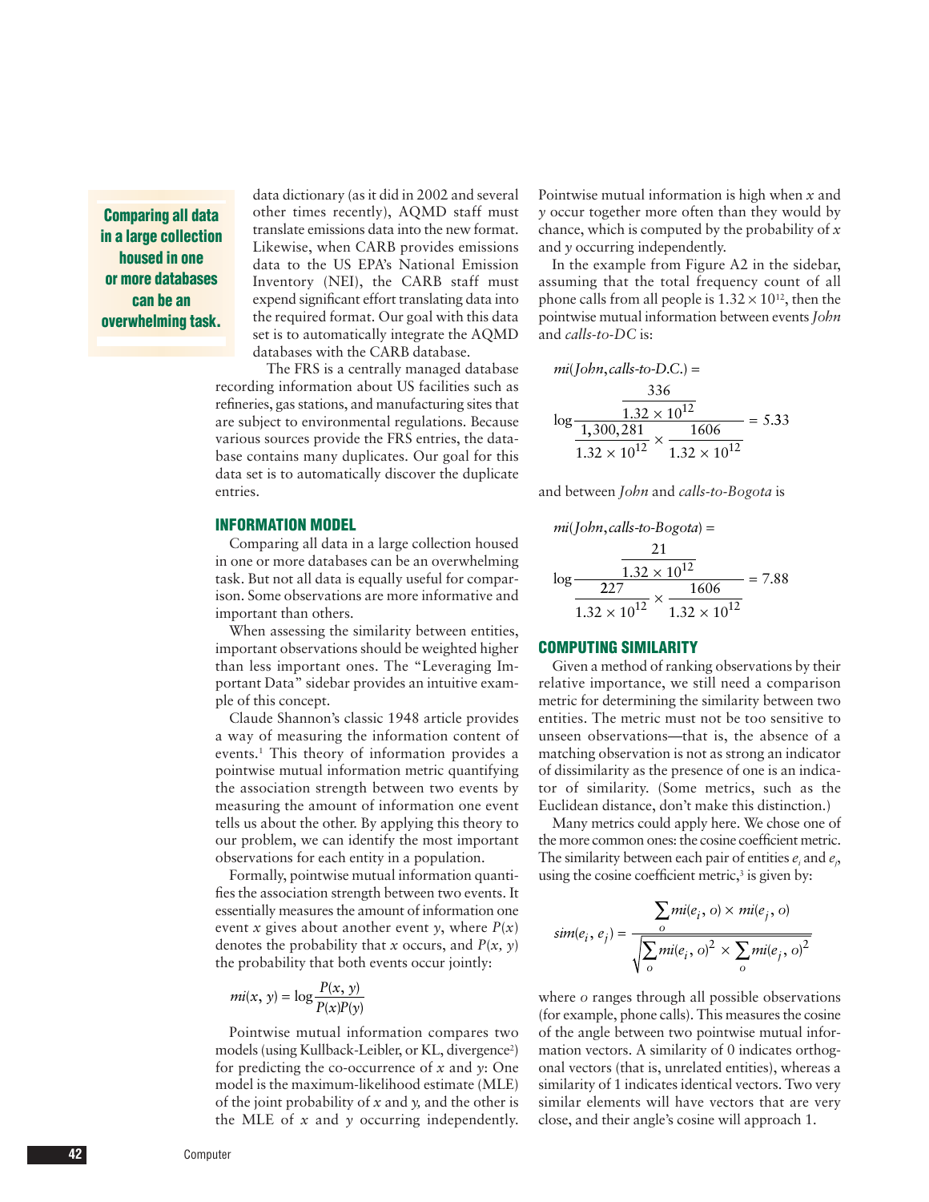data dictionary (as it did in 2002 and several other times recently), AQMD staff must translate emissions data into the new format. Likewise, when CARB provides emissions data to the US EPA's National Emission Inventory (NEI), the CARB staff must expend significant effort translating data into the required format. Our goal with this data set is to automatically integrate the AQMD databases with the CARB database.

The FRS is a centrally managed database recording information about US facilities such as refineries, gas stations, and manufacturing sites that are subject to environmental regulations. Because various sources provide the FRS entries, the database contains many duplicates. Our goal for this data set is to automatically discover the duplicate entries.

## INFORMATION MODEL

Comparing all data in a large collection housed in one or more databases can be an overwhelming task. But not all data is equally useful for comparison. Some observations are more informative and important than others.

When assessing the similarity between entities, important observations should be weighted higher than less important ones. The "Leveraging Important Data" sidebar provides an intuitive example of this concept.

Claude Shannon's classic 1948 article provides a way of measuring the information content of events.[1] This theory of information provides a pointwise mutual information metric quantifying the association strength between two events by measuring the amount of information one event tells us about the other. By applying this theory to our problem, we can identify the most important observations for each entity in a population.

Formally, pointwise mutual information quantifies the association strength between two events. It essentially measures the amount of information one event $x$ gives about another event $y$, where $P(x)$ denotes the probability that $x$ occurs, and $P(x, y)$ the probability that both events occur jointly:

$$mi(x, y) = \log \frac{P(x, y)}{P(x)P(y)}$$

Pointwise mutual information compares two models (using Kullback-Leibler, or KL, divergence[2]) for predicting the co-occurrence of $x$ and $y$: One model is the maximum-likelihood estimate (MLE) of the joint probability of $x$ and $y$, and the other is the MLE of $x$ and $y$ occurring independently. Pointwise mutual information is high when $x$ and $y$ occur together more often than they would by chance, which is computed by the probability of $x$ and $y$ occurring independently.

In the example from Figure A2 in the sidebar, assuming that the total frequency count of all phone calls from all people is $1.32 \times 10^{12}$, then the pointwise mutual information between events *John* and *calls-to-DC* is:

$$mi(John, calls\text{-}to\text{-}D.C.) = \log \frac{\frac{336}{1.32 \times 10^{12}}}{\frac{1{,}300{,}281}{1.32 \times 10^{12}} \times \frac{1606}{1.32 \times 10^{12}}} = 5.33$$

and between *John* and *calls-to-Bogota* is

$$mi(John, calls\text{-}to\text{-}Bogota) = \log \frac{\frac{21}{1.32 \times 10^{12}}}{\frac{227}{1.32 \times 10^{12}} \times \frac{1606}{1.32 \times 10^{12}}} = 7.88$$

## COMPUTING SIMILARITY

Given a method of ranking observations by their relative importance, we still need a comparison metric for determining the similarity between two entities. The metric must not be too sensitive to unseen observations—that is, the absence of a matching observation is not as strong an indicator of dissimilarity as the presence of one is an indicator of similarity. (Some metrics, such as the Euclidean distance, don't make this distinction.)

Many metrics could apply here. We chose one of the more common ones: the cosine coefficient metric. The similarity between each pair of entities $e_i$ and $e_j$, using the cosine coefficient metric,[3] is given by:

$$sim(e_i, e_j) = \frac{\sum_o mi(e_i, o) \times mi(e_j, o)}{\sqrt{\sum_o mi(e_i, o)^2 \times \sum_o mi(e_j, o)^2}}$$

where $o$ ranges through all possible observations (for example, phone calls). This measures the cosine of the angle between two pointwise mutual information vectors. A similarity of 0 indicates orthogonal vectors (that is, unrelated entities), whereas a similarity of 1 indicates identical vectors. Two very similar elements will have vectors that are very close, and their angle's cosine will approach 1.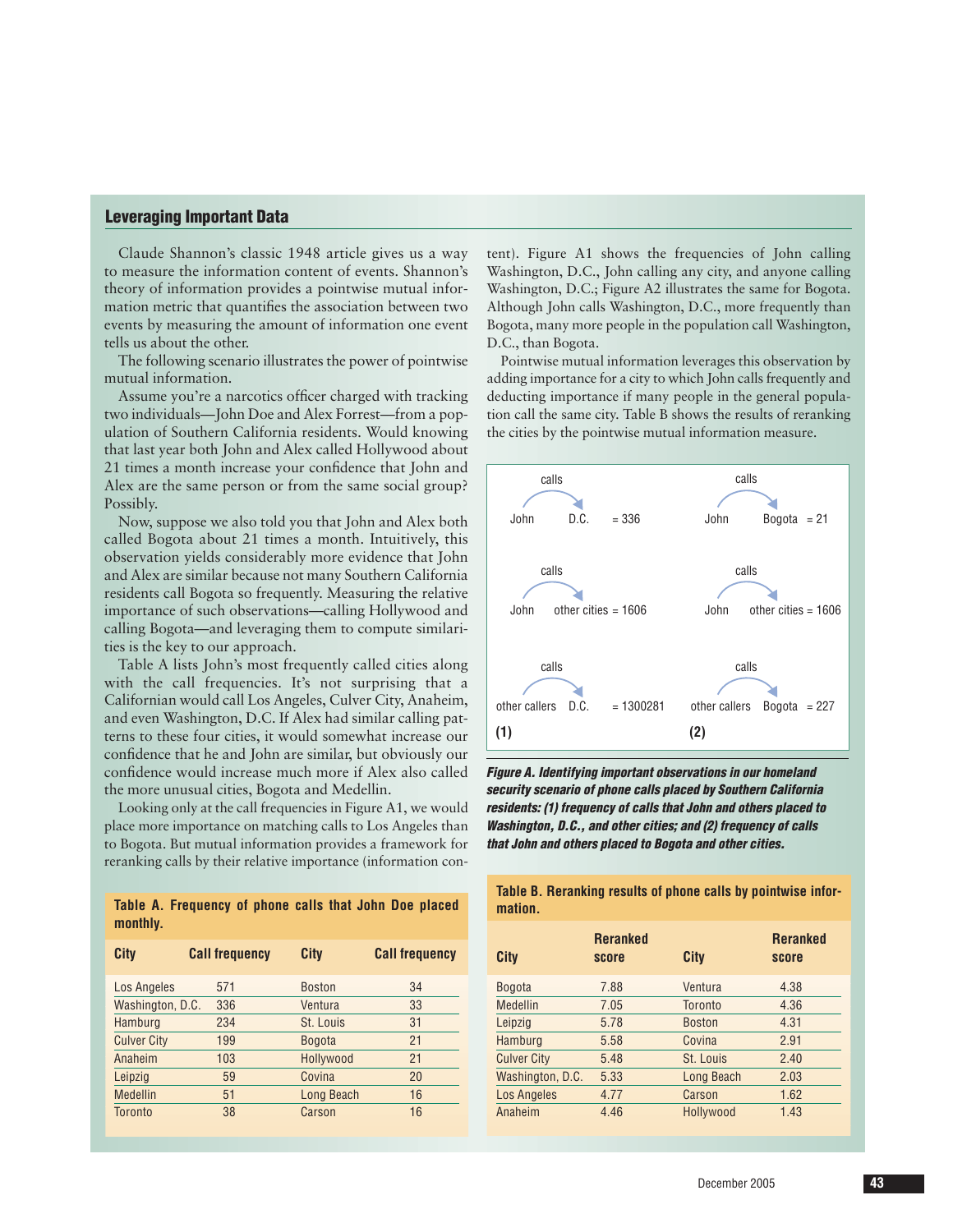## Leveraging Important Data

Claude Shannon's classic 1948 article gives us a way to measure the information content of events. Shannon's theory of information provides a pointwise mutual information metric that quantifies the association between two events by measuring the amount of information one event tells us about the other.

The following scenario illustrates the power of pointwise mutual information.

Assume you're a narcotics officer charged with tracking two individuals—John Doe and Alex Forrest—from a population of Southern California residents. Would knowing that last year both John and Alex called Hollywood about 21 times a month increase your confidence that John and Alex are the same person or from the same social group? Possibly.

Now, suppose we also told you that John and Alex both called Bogota about 21 times a month. Intuitively, this observation yields considerably more evidence that John and Alex are similar because not many Southern California residents call Bogota so frequently. Measuring the relative importance of such observations—calling Hollywood and calling Bogota—and leveraging them to compute similarities is the key to our approach.

Table A lists John's most frequently called cities along with the call frequencies. It's not surprising that a Californian would call Los Angeles, Culver City, Anaheim, and even Washington, D.C. If Alex had similar calling patterns to these four cities, it would somewhat increase our confidence that he and John are similar, but obviously our confidence would increase much more if Alex also called the more unusual cities, Bogota and Medellin.

Looking only at the call frequencies in Figure A1, we would place more importance on matching calls to Los Angeles than to Bogota. But mutual information provides a framework for reranking calls by their relative importance (information content). Figure A1 shows the frequencies of John calling Washington, D.C., John calling any city, and anyone calling Washington, D.C.; Figure A2 illustrates the same for Bogota. Although John calls Washington, D.C., more frequently than Bogota, many more people in the population call Washington, D.C., than Bogota.

Pointwise mutual information leverages this observation by adding importance for a city to which John calls frequently and deducting importance if many people in the general population call the same city. Table B shows the results of reranking the cities by the pointwise mutual information measure.

| (1) | | (2) | |
|---|---|---|---|
| John calls D.C. | = 336 | John calls Bogota | = 21 |
| John calls other cities | = 1606 | John calls other cities | = 1606 |
| other callers call D.C. | = 1300281 | other callers call Bogota | = 227 |

***Figure A. Identifying important observations in our homeland security scenario of phone calls placed by Southern California residents: (1) frequency of calls that John and others placed to Washington, D.C., and other cities; and (2) frequency of calls that John and others placed to Bogota and other cities.***

**Table A. Frequency of phone calls that John Doe placed monthly.**

| City | Call frequency | City | Call frequency |
|---|---|---|---|
| Los Angeles | 571 | Boston | 34 |
| Washington, D.C. | 336 | Ventura | 33 |
| Hamburg | 234 | St. Louis | 31 |
| Culver City | 199 | Bogota | 21 |
| Anaheim | 103 | Hollywood | 21 |
| Leipzig | 59 | Covina | 20 |
| Medellin | 51 | Long Beach | 16 |
| Toronto | 38 | Carson | 16 |

**Table B. Reranking results of phone calls by pointwise information.**

| City | Reranked score | City | Reranked score |
|---|---|---|---|
| Bogota | 7.88 | Ventura | 4.38 |
| Medellin | 7.05 | Toronto | 4.36 |
| Leipzig | 5.78 | Boston | 4.31 |
| Hamburg | 5.58 | Covina | 2.91 |
| Culver City | 5.48 | St. Louis | 2.40 |
| Washington, D.C. | 5.33 | Long Beach | 2.03 |
| Los Angeles | 4.77 | Carson | 1.62 |
| Anaheim | 4.46 | Hollywood | 1.43 |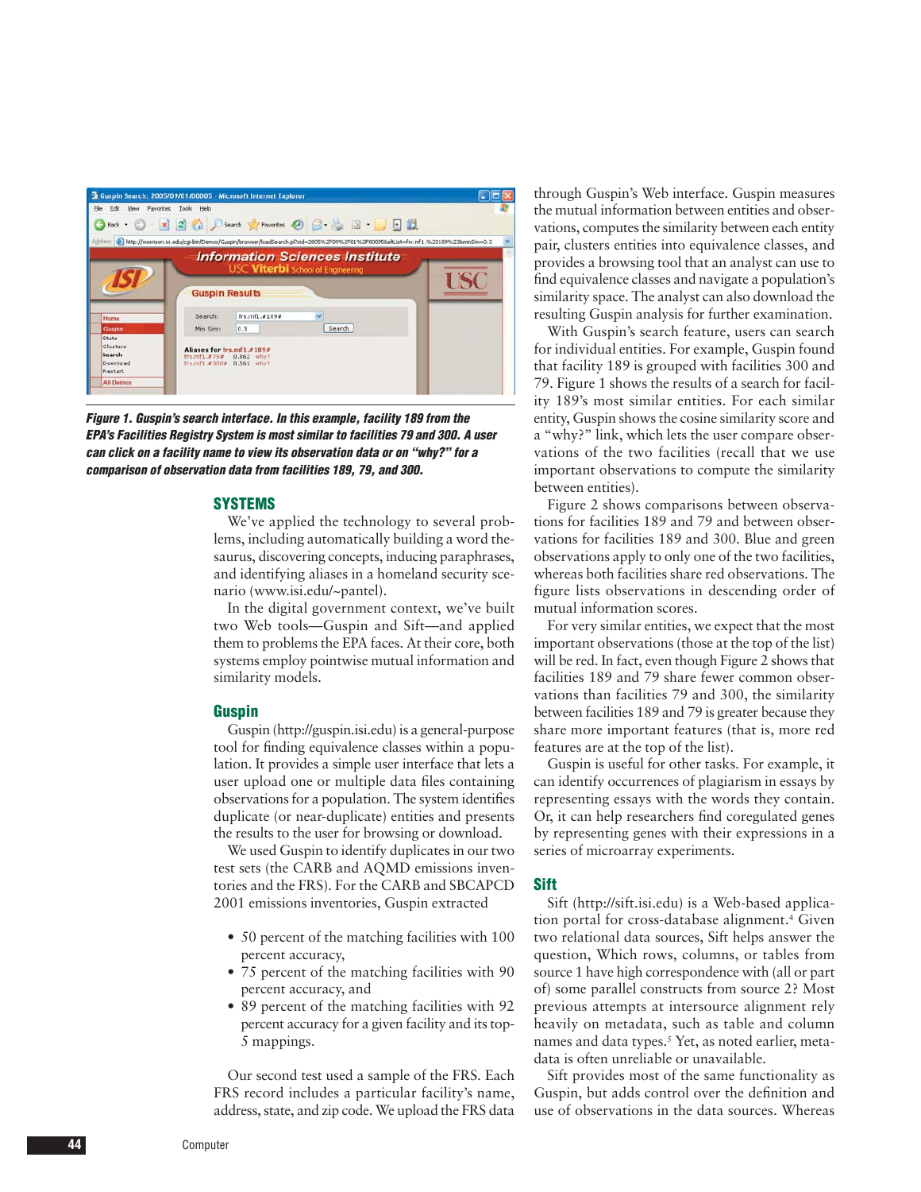*Figure 1. Guspin's search interface. In this example, facility 189 from the EPA's Facilities Registry System is most similar to facilities 79 and 300. A user can click on a facility name to view its observation data or on "why?" for a comparison of observation data from facilities 189, 79, and 300.*

## SYSTEMS

We've applied the technology to several problems, including automatically building a word thesaurus, discovering concepts, inducing paraphrases, and identifying aliases in a homeland security scenario (www.isi.edu/~pantel).

In the digital government context, we've built two Web tools—Guspin and Sift—and applied them to problems the EPA faces. At their core, both systems employ pointwise mutual information and similarity models.

### Guspin

Guspin (http://guspin.isi.edu) is a general-purpose tool for finding equivalence classes within a population. It provides a simple user interface that lets a user upload one or multiple data files containing observations for a population. The system identifies duplicate (or near-duplicate) entities and presents the results to the user for browsing or download.

We used Guspin to identify duplicates in our two test sets (the CARB and AQMD emissions inventories and the FRS). For the CARB and SBCAPCD 2001 emissions inventories, Guspin extracted

- 50 percent of the matching facilities with 100 percent accuracy,
- 75 percent of the matching facilities with 90 percent accuracy, and
- 89 percent of the matching facilities with 92 percent accuracy for a given facility and its top-5 mappings.

Our second test used a sample of the FRS. Each FRS record includes a particular facility's name, address, state, and zip code. We upload the FRS data through Guspin's Web interface. Guspin measures the mutual information between entities and observations, computes the similarity between each entity pair, clusters entities into equivalence classes, and provides a browsing tool that an analyst can use to find equivalence classes and navigate a population's similarity space. The analyst can also download the resulting Guspin analysis for further examination.

With Guspin's search feature, users can search for individual entities. For example, Guspin found that facility 189 is grouped with facilities 300 and 79. Figure 1 shows the results of a search for facility 189's most similar entities. For each similar entity, Guspin shows the cosine similarity score and a "why?" link, which lets the user compare observations of the two facilities (recall that we use important observations to compute the similarity between entities).

Figure 2 shows comparisons between observations for facilities 189 and 79 and between observations for facilities 189 and 300. Blue and green observations apply to only one of the two facilities, whereas both facilities share red observations. The figure lists observations in descending order of mutual information scores.

For very similar entities, we expect that the most important observations (those at the top of the list) will be red. In fact, even though Figure 2 shows that facilities 189 and 79 share fewer common observations than facilities 79 and 300, the similarity between facilities 189 and 79 is greater because they share more important features (that is, more red features are at the top of the list).

Guspin is useful for other tasks. For example, it can identify occurrences of plagiarism in essays by representing essays with the words they contain. Or, it can help researchers find coregulated genes by representing genes with their expressions in a series of microarray experiments.

### Sift

Sift (http://sift.isi.edu) is a Web-based application portal for cross-database alignment.[4] Given two relational data sources, Sift helps answer the question, Which rows, columns, or tables from source 1 have high correspondence with (all or part of) some parallel constructs from source 2? Most previous attempts at intersource alignment rely heavily on metadata, such as table and column names and data types.[5] Yet, as noted earlier, metadata is often unreliable or unavailable.

Sift provides most of the same functionality as Guspin, but adds control over the definition and use of observations in the data sources. Whereas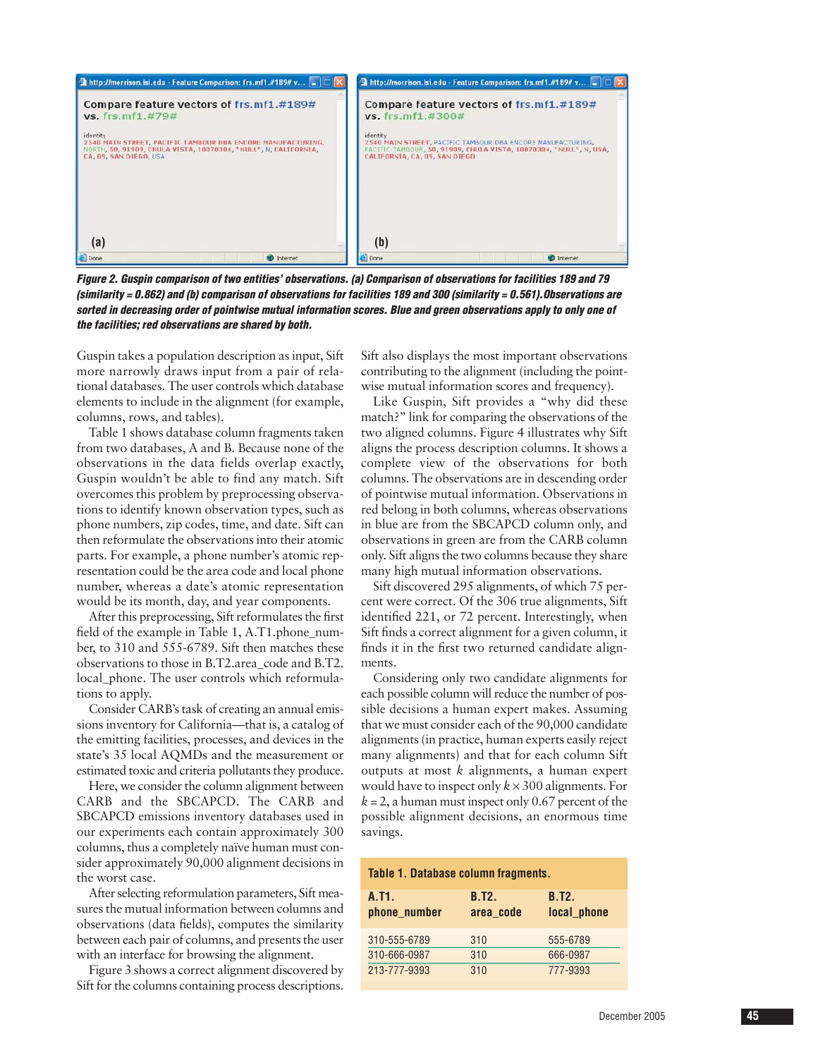Figure 2. Guspin comparison of two entities' observations. (a) Comparison of observations for facilities 189 and 79 (similarity = 0.862) and (b) comparison of observations for facilities 189 and 300 (similarity = 0.561). Observations are sorted in decreasing order of pointwise mutual information scores. Blue and green observations apply to only one of the facilities; red observations are shared by both.

Guspin takes a population description as input, Sift more narrowly draws input from a pair of relational databases. The user controls which database elements to include in the alignment (for example, columns, rows, and tables).

Table 1 shows database column fragments taken from two databases, A and B. Because none of the observations in the data fields overlap exactly, Guspin wouldn't be able to find any match. Sift overcomes this problem by preprocessing observations to identify known observation types, such as phone numbers, zip codes, time, and date. Sift can then reformulate the observations into their atomic parts. For example, a phone number's atomic representation could be the area code and local phone number, whereas a date's atomic representation would be its month, day, and year components.

After this preprocessing, Sift reformulates the first field of the example in Table 1, A.T1.phone_number, to 310 and 555-6789. Sift then matches these observations to those in B.T2.area_code and B.T2.local_phone. The user controls which reformulations to apply.

Consider CARB's task of creating an annual emissions inventory for California—that is, a catalog of the emitting facilities, processes, and devices in the state's 35 local AQMDs and the measurement or estimated toxic and criteria pollutants they produce.

Here, we consider the column alignment between CARB and the SBCAPCD. The CARB and SBCAPCD emissions inventory databases used in our experiments each contain approximately 300 columns, thus a completely naïve human must consider approximately 90,000 alignment decisions in the worst case.

After selecting reformulation parameters, Sift measures the mutual information between columns and observations (data fields), computes the similarity between each pair of columns, and presents the user with an interface for browsing the alignment.

Figure 3 shows a correct alignment discovered by Sift for the columns containing process descriptions. Sift also displays the most important observations contributing to the alignment (including the pointwise mutual information scores and frequency).

Like Guspin, Sift provides a "why did these match?" link for comparing the observations of the two aligned columns. Figure 4 illustrates why Sift aligns the process description columns. It shows a complete view of the observations for both columns. The observations are in descending order of pointwise mutual information. Observations in red belong in both columns, whereas observations in blue are from the SBCAPCD column only, and observations in green are from the CARB column only. Sift aligns the two columns because they share many high mutual information observations.

Sift discovered 295 alignments, of which 75 percent were correct. Of the 306 true alignments, Sift identified 221, or 72 percent. Interestingly, when Sift finds a correct alignment for a given column, it finds it in the first two returned candidate alignments.

Considering only two candidate alignments for each possible column will reduce the number of possible decisions a human expert makes. Assuming that we must consider each of the 90,000 candidate alignments (in practice, human experts easily reject many alignments) and that for each column Sift outputs at most $k$ alignments, a human expert would have to inspect only $k \times 300$ alignments. For $k = 2$, a human must inspect only 0.67 percent of the possible alignment decisions, an enormous time savings.

**Table 1. Database column fragments.**

| A.T1. phone_number | B.T2. area_code | B.T2. local_phone |
|---|---|---|
| 310-555-6789 | 310 | 555-6789 |
| 310-666-0987 | 310 | 666-0987 |
| 213-777-9393 | 310 | 777-9393 |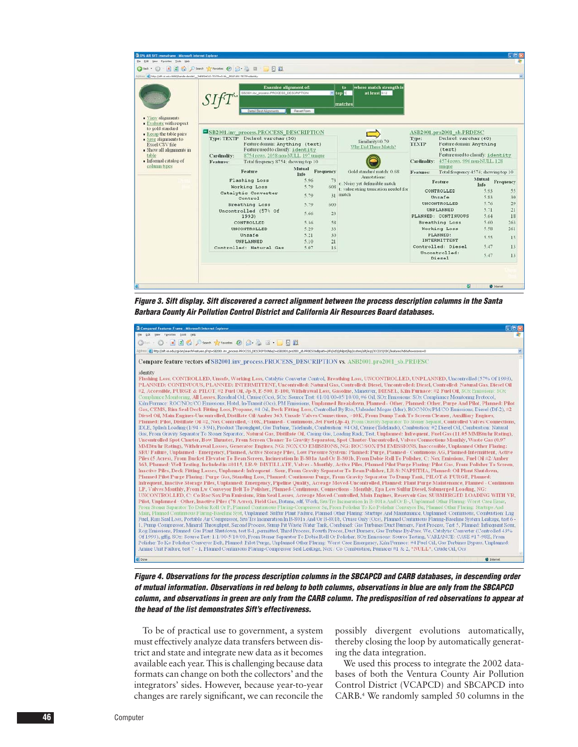**Figure 3. Sift display. Sift discovered a correct alignment between the process description columns in the Santa Barbara County Air Pollution Control District and California Air Resources Board databases.**

**Figure 4. Observations for the process description columns in the SBCAPCD and CARB databases, in descending order of mutual information. Observations in red belong to both columns, observations in blue are only from the SBCAPCD column, and observations in green are only from the CARB column. The predisposition of red observations to appear at the head of the list demonstrates Sift's effectiveness.**

To be of practical use to government, a system must effectively analyze data transfers between district and state and integrate new data as it becomes available each year. This is challenging because data formats can change on both the collectors' and the integrators' sides. However, because year-to-year changes are rarely significant, we can reconcile the possibly divergent evolutions automatically, thereby closing the loop by automatically generating the data integration.

We used this process to integrate the 2002 databases of both the Ventura County Air Pollution Control District (VCAPCD) and SBCAPCD into CARB.[4] We randomly sampled 50 columns in the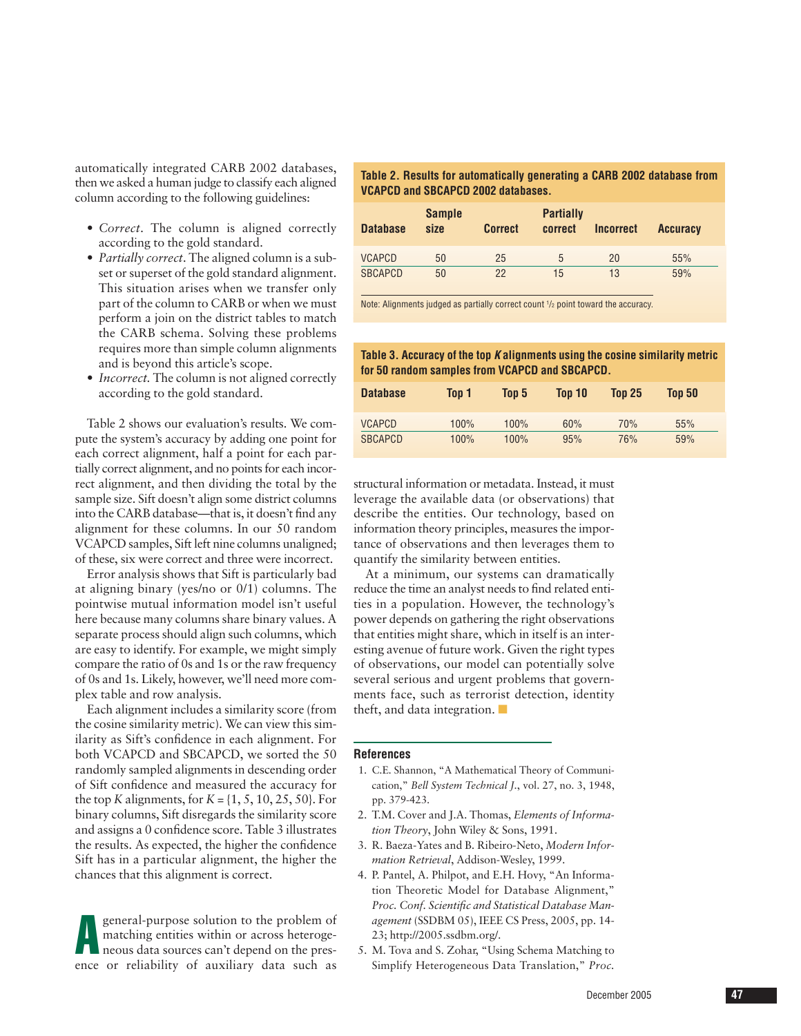automatically integrated CARB 2002 databases, then we asked a human judge to classify each aligned column according to the following guidelines:

- *Correct*. The column is aligned correctly according to the gold standard.
- *Partially correct*. The aligned column is a subset or superset of the gold standard alignment. This situation arises when we transfer only part of the column to CARB or when we must perform a join on the district tables to match the CARB schema. Solving these problems requires more than simple column alignments and is beyond this article's scope.
- *Incorrect*. The column is not aligned correctly according to the gold standard.

Table 2 shows our evaluation's results. We compute the system's accuracy by adding one point for each correct alignment, half a point for each partially correct alignment, and no points for each incorrect alignment, and then dividing the total by the sample size. Sift doesn't align some district columns into the CARB database—that is, it doesn't find any alignment for these columns. In our 50 random VCAPCD samples, Sift left nine columns unaligned; of these, six were correct and three were incorrect.

Error analysis shows that Sift is particularly bad at aligning binary (yes/no or 0/1) columns. The pointwise mutual information model isn't useful here because many columns share binary values. A separate process should align such columns, which are easy to identify. For example, we might simply compare the ratio of 0s and 1s or the raw frequency of 0s and 1s. Likely, however, we'll need more complex table and row analysis.

Each alignment includes a similarity score (from the cosine similarity metric). We can view this similarity as Sift's confidence in each alignment. For both VCAPCD and SBCAPCD, we sorted the 50 randomly sampled alignments in descending order of Sift confidence and measured the accuracy for the top $K$ alignments, for $K = \{1, 5, 10, 25, 50\}$. For binary columns, Sift disregards the similarity score and assigns a 0 confidence score. Table 3 illustrates the results. As expected, the higher the confidence Sift has in a particular alignment, the higher the chances that this alignment is correct.

**Table 2. Results for automatically generating a CARB 2002 database from VCAPCD and SBCAPCD 2002 databases.**

| Database | Sample size | Correct | Partially correct | Incorrect | Accuracy |
|---|---|---|---|---|---|
| VCAPCD | 50 | 25 | 5 | 20 | 55% |
| SBCAPCD | 50 | 22 | 15 | 13 | 59% |

Note: Alignments judged as partially correct count ½ point toward the accuracy.

**Table 3. Accuracy of the top *K* alignments using the cosine similarity metric for 50 random samples from VCAPCD and SBCAPCD.**

| Database | Top 1 | Top 5 | Top 10 | Top 25 | Top 50 |
|---|---|---|---|---|---|
| VCAPCD | 100% | 100% | 60% | 70% | 55% |
| SBCAPCD | 100% | 100% | 95% | 76% | 59% |

A general-purpose solution to the problem of matching entities within or across heterogeneous data sources can't depend on the presence or reliability of auxiliary data such as structural information or metadata. Instead, it must leverage the available data (or observations) that describe the entities. Our technology, based on information theory principles, measures the importance of observations and then leverages them to quantify the similarity between entities.

At a minimum, our systems can dramatically reduce the time an analyst needs to find related entities in a population. However, the technology's power depends on gathering the right observations that entities might share, which in itself is an interesting avenue of future work. Given the right types of observations, our model can potentially solve several serious and urgent problems that governments face, such as terrorist detection, identity theft, and data integration.

## References

1. C.E. Shannon, "A Mathematical Theory of Communication," *Bell System Technical J.*, vol. 27, no. 3, 1948, pp. 379-423.
2. T.M. Cover and J.A. Thomas, *Elements of Information Theory*, John Wiley & Sons, 1991.
3. R. Baeza-Yates and B. Ribeiro-Neto, *Modern Information Retrieval*, Addison-Wesley, 1999.
4. P. Pantel, A. Philpot, and E.H. Hovy, "An Information Theoretic Model for Database Alignment," *Proc. Conf. Scientific and Statistical Database Management* (SSDBM 05), IEEE CS Press, 2005, pp. 14-23; http://2005.ssdbm.org/.
5. M. Tova and S. Zohar, "Using Schema Matching to Simplify Heterogeneous Data Translation," *Proc.*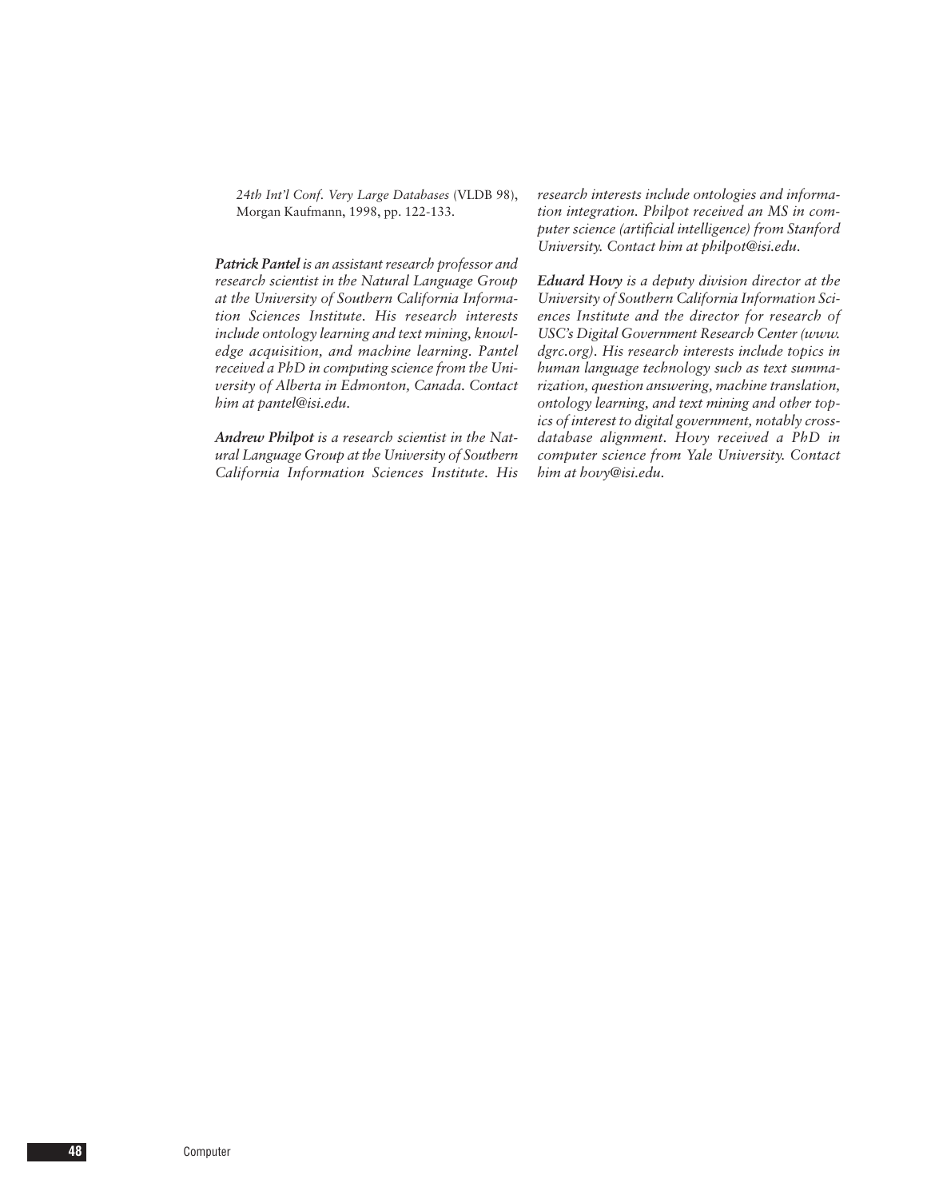24th Int'l Conf. Very Large Databases* (VLDB 98), Morgan Kaufmann, 1998, pp. 122-133.

***Patrick Pantel** is an assistant research professor and research scientist in the Natural Language Group at the University of Southern California Information Sciences Institute. His research interests include ontology learning and text mining, knowledge acquisition, and machine learning. Pantel received a PhD in computing science from the University of Alberta in Edmonton, Canada. Contact him at pantel@isi.edu.*

***Andrew Philpot** is a research scientist in the Natural Language Group at the University of Southern California Information Sciences Institute. His research interests include ontologies and information integration. Philpot received an MS in computer science (artificial intelligence) from Stanford University. Contact him at philpot@isi.edu.*

***Eduard Hovy** is a deputy division director at the University of Southern California Information Sciences Institute and the director for research of USC's Digital Government Research Center (www.dgrc.org). His research interests include topics in human language technology such as text summarization, question answering, machine translation, ontology learning, and text mining and other topics of interest to digital government, notably cross-database alignment. Hovy received a PhD in computer science from Yale University. Contact him at hovy@isi.edu.*